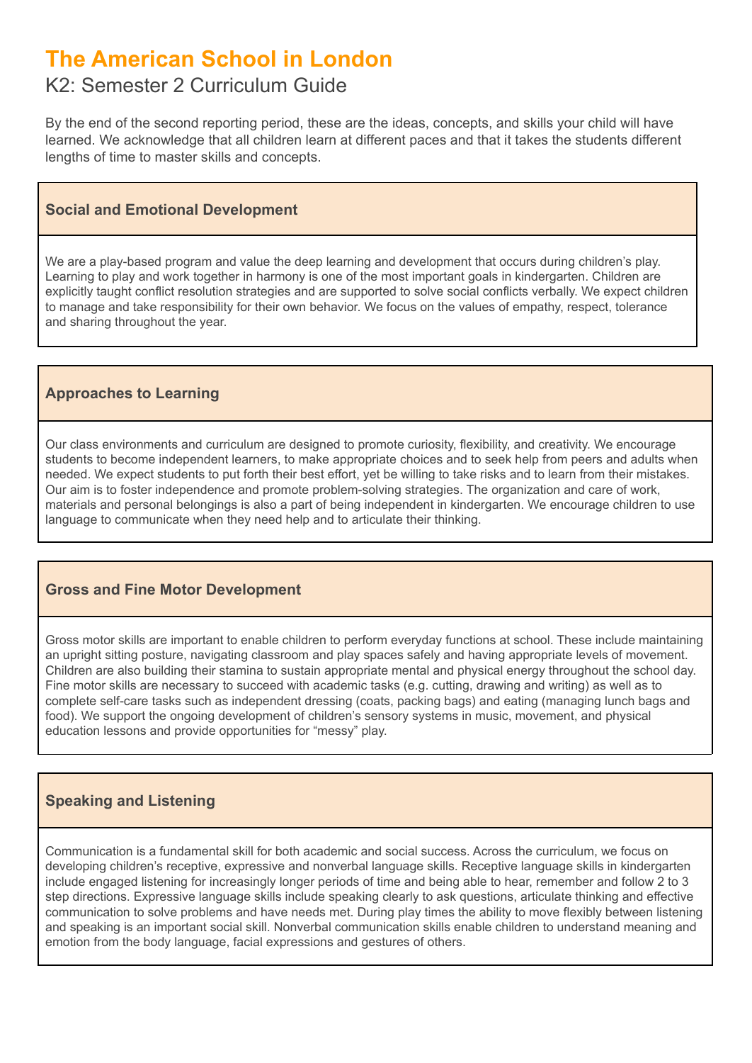# The American School in London

## K2: Semester 2 Curriculum Guide

By the end of the second reporting period, these are the ideas, concepts, and skills your child will have learned. We acknowledge that all children learn at different paces and that it takes the students different lengths of time to master skills and concepts.

### Social and Emotional Development

We are a play-based program and value the deep learning and development that occurs during children's play. Learning to play and work together in harmony is one of the most important goals in kindergarten. Children are explicitly taught conflict resolution strategies and are supported to solve social conflicts verbally. We expect children to manage and take responsibility for their own behavior. We focus on the values of empathy, respect, tolerance and sharing throughout the year.

### Approaches to Learning

Our class environments and curriculum are designed to promote curiosity, flexibility, and creativity. We encourage students to become independent learners, to make appropriate choices and to seek help from peers and adults when needed. We expect students to put forth their best effort, yet be willing to take risks and to learn from their mistakes. Our aim is to foster independence and promote problem-solving strategies. The organization and care of work, materials and personal belongings is also a part of being independent in kindergarten. We encourage children to use language to communicate when they need help and to articulate their thinking.

### Gross and Fine Motor Development

Gross motor skills are important to enable children to perform everyday functions at school. These include maintaining an upright sitting posture, navigating classroom and play spaces safely and having appropriate levels of movement. Children are also building their stamina to sustain appropriate mental and physical energy throughout the school day. Fine motor skills are necessary to succeed with academic tasks (e.g. cutting, drawing and writing) as well as to complete self-care tasks such as independent dressing (coats, packing bags) and eating (managing lunch bags and food). We support the ongoing development of children's sensory systems in music, movement, and physical education lessons and provide opportunities for "messy" play.

### Speaking and Listening

Communication is a fundamental skill for both academic and social success. Across the curriculum, we focus on developing children's receptive, expressive and nonverbal language skills. Receptive language skills in kindergarten include engaged listening for increasingly longer periods of time and being able to hear, remember and follow 2 to 3 step directions. Expressive language skills include speaking clearly to ask questions, articulate thinking and effective communication to solve problems and have needs met. During play times the ability to move flexibly between listening and speaking is an important social skill. Nonverbal communication skills enable children to understand meaning and emotion from the body language, facial expressions and gestures of others.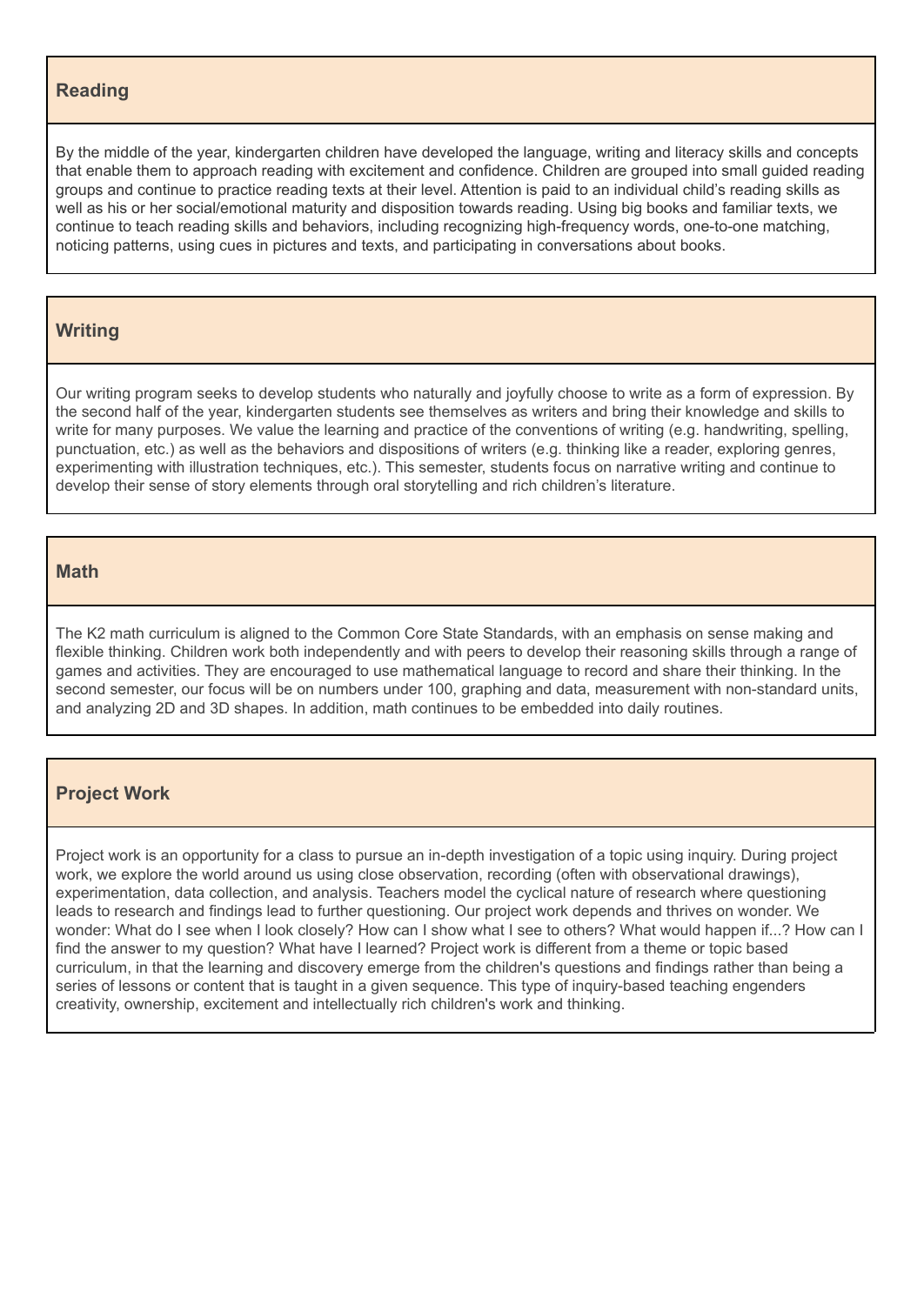## Reading

By the middle of the year, kindergarten children have developed the language, writing and literacy skills and concepts that enable them to approach reading with excitement and confidence. Children are grouped into small guided reading groups and continue to practice reading texts at their level. Attention is paid to an individual child's reading skills as well as his or her social/emotional maturity and disposition towards reading. Using big books and familiar texts, we continue to teach reading skills and behaviors, including recognizing high-frequency words, one-to-one matching, noticing patterns, using cues in pictures and texts, and participating in conversations about books.

## Writing

Our writing program seeks to develop students who naturally and joyfully choose to write as a form of expression. By the second half of the year, kindergarten students see themselves as writers and bring their knowledge and skills to write for many purposes. We value the learning and practice of the conventions of writing (e.g. handwriting, spelling, punctuation, etc.) as well as the behaviors and dispositions of writers (e.g. thinking like a reader, exploring genres, experimenting with illustration techniques, etc.). This semester, students focus on narrative writing and continue to develop their sense of story elements through oral storytelling and rich children's literature.

## Math

The K2 math curriculum is aligned to the Common Core State Standards, with an emphasis on sense making and flexible thinking. Children work both independently and with peers to develop their reasoning skills through a range of games and activities. They are encouraged to use mathematical language to record and share their thinking. In the second semester, our focus will be on numbers under 100, graphing and data, measurement with non-standard units, and analyzing 2D and 3D shapes. In addition, math continues to be embedded into daily routines.

## Project Work

Project work is an opportunity for a class to pursue an in-depth investigation of a topic using inquiry. During project work, we explore the world around us using close observation, recording (often with observational drawings), experimentation, data collection, and analysis. Teachers model the cyclical nature of research where questioning leads to research and findings lead to further questioning. Our project work depends and thrives on wonder. We wonder: What do I see when I look closely? How can I show what I see to others? What would happen if...? How can I find the answer to my question? What have I learned? Project work is different from a theme or topic based curriculum, in that the learning and discovery emerge from the children's questions and findings rather than being a series of lessons or content that is taught in a given sequence. This type of inquiry-based teaching engenders creativity, ownership, excitement and intellectually rich children's work and thinking.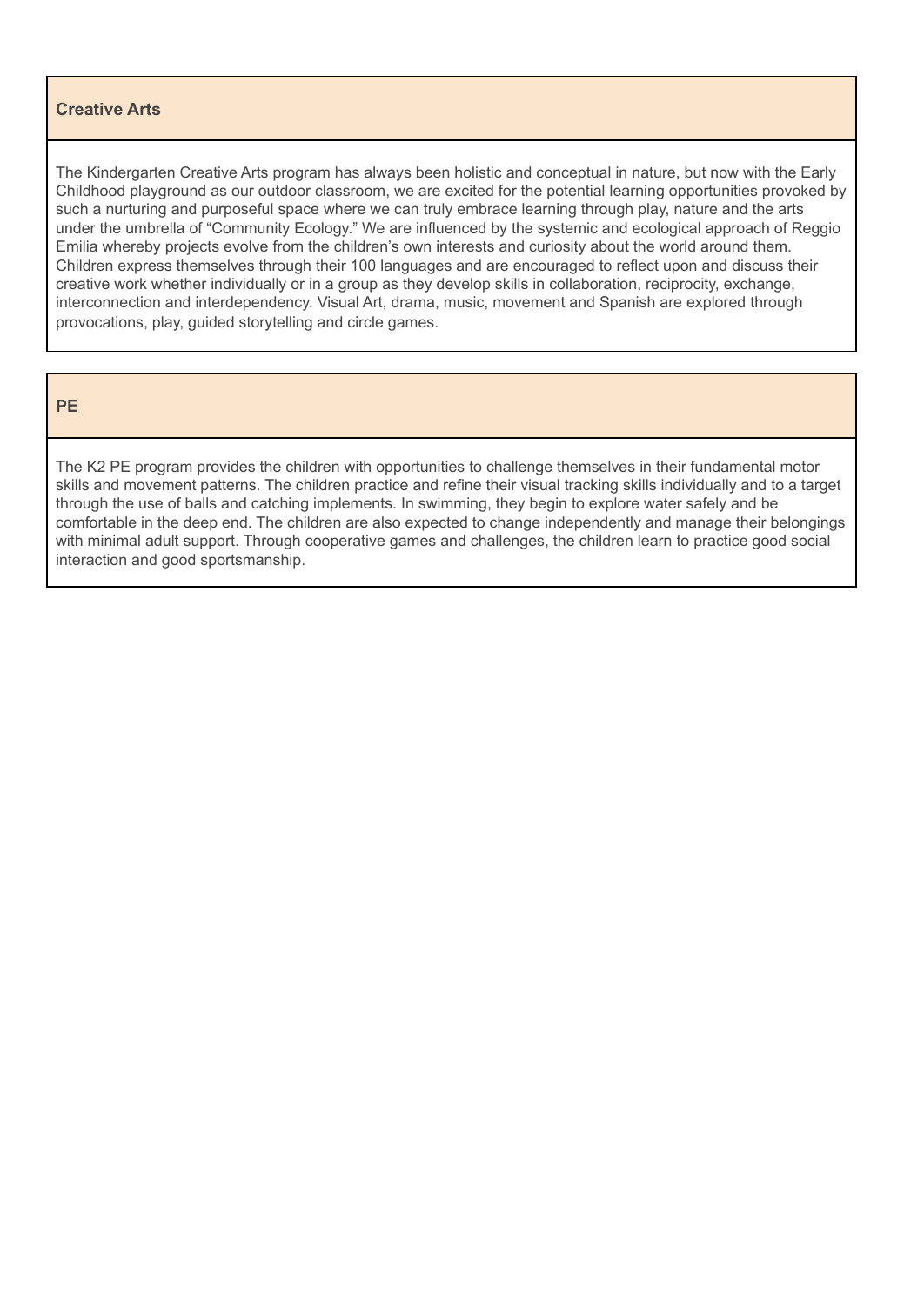### Creative Arts

The Kindergarten Creative Arts program has always been holistic and conceptual in nature, but now with the Early Childhood playground as our outdoor classroom, we are excited for the potential learning opportunities provoked by such a nurturing and purposeful space where we can truly embrace learning through play, nature and the arts under the umbrella of "Community Ecology." We are influenced by the systemic and ecological approach of Reggio Emilia whereby projects evolve from the children's own interests and curiosity about the world around them. Children express themselves through their 100 languages and are encouraged to reflect upon and discuss their creative work whether individually or in a group as they develop skills in collaboration, reciprocity, exchange, interconnection and interdependency. Visual Art, drama, music, movement and Spanish are explored through provocations, play, guided storytelling and circle games.

### PE

The K2 PE program provides the children with opportunities to challenge themselves in their fundamental motor skills and movement patterns. The children practice and refine their visual tracking skills individually and to a target through the use of balls and catching implements. In swimming, they begin to explore water safely and be comfortable in the deep end. The children are also expected to change independently and manage their belongings with minimal adult support. Through cooperative games and challenges, the children learn to practice good social interaction and good sportsmanship.